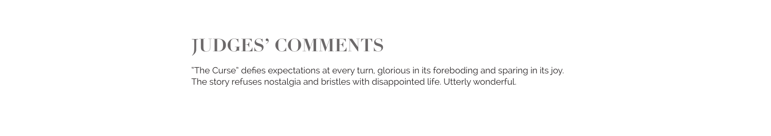# **JUDGES' COMMENTS**

"The Curse" defies expectations at every turn, glorious in its foreboding and sparing in its joy. The story refuses nostalgia and bristles with disappointed life. Utterly wonderful.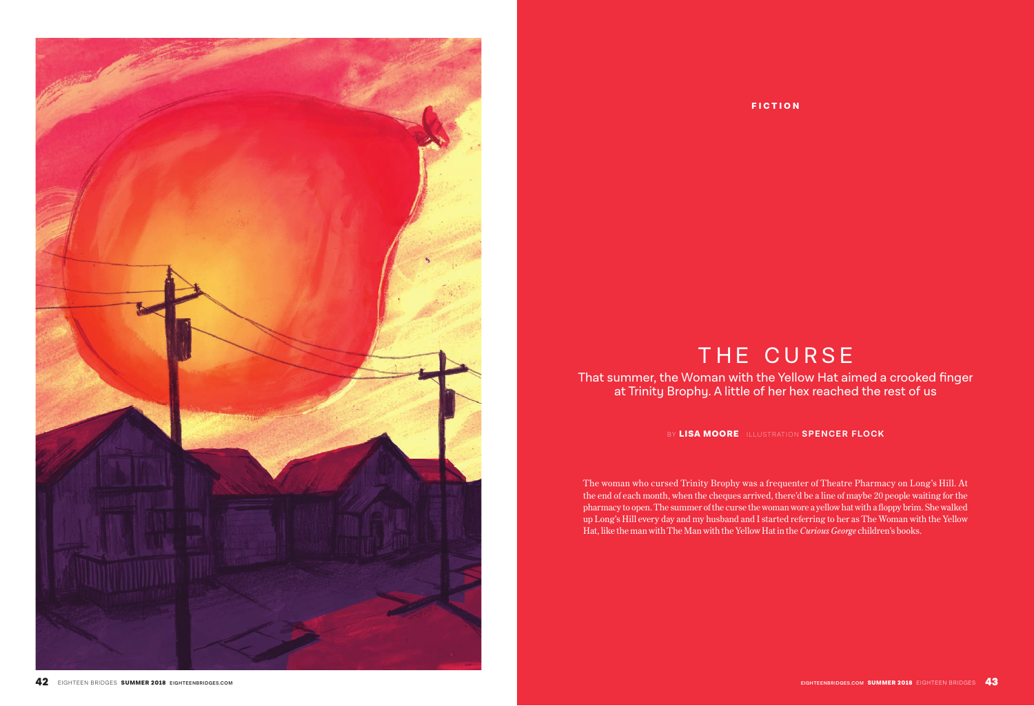

FICTION

# THE CURSE

That summer, the Woman with the Yellow Hat aimed a crooked finger at Trinity Brophy. A little of her hex reached the rest of us

BY LISA MOORE ILLUSTRATION **SPENCER FLOCK**

The woman who cursed Trinity Brophy was a frequenter of Theatre Pharmacy on Long's Hill. At the end of each month, when the cheques arrived, there'd be a line of maybe 20 people waiting for the pharmacy to open. The summer of the curse the woman wore a yellow hat with a floppy brim. She walked up Long's Hill every day and my husband and I started referring to her as The Woman with the Yellow Hat, like the man with The Man with the Yellow Hat in the *Curious George* children's books.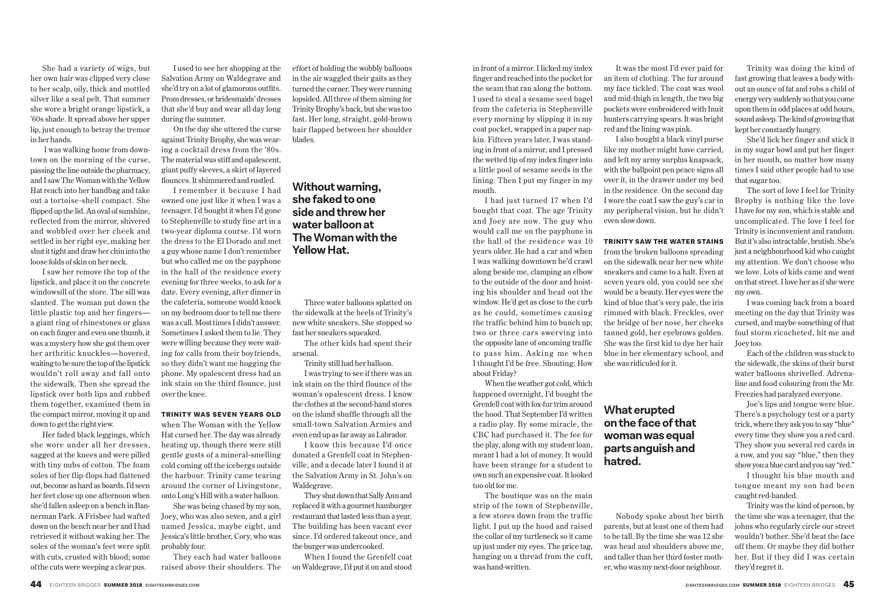She had a variety of wigs, but her own hair was clipped very close to her scalp, oily, thick and mottled silver like a seal pelt. That summer she wore a bright orange lipstick, a '60s shade. It spread above her upper lip, just enough to betray the tremor in her hands.

 I was walking home from downtown on the morning of the curse, passing the line outside the pharmacy, and I saw The Woman with the Yellow Hat reach into her handbag and take out a tortoise-shell compact. She flipped up the lid. An oval of sunshine, reflected from the mirror, shivered and wobbled over her cheek and settled in her right eye, making her shut it tight and draw her chin into the loose folds of skin on her neck.

I saw her remove the top of the lipstick, and place it on the concrete windowsill of the store. The sill was slanted. The woman put down the little plastic top and her fingers a giant ring of rhinestones or glass on each finger and even one thumb, it was a mystery how she got them over her arthritic knuckles—hovered, waiting to be sure the top of the lipstick wouldn't roll away and fall onto the sidewalk. Then she spread the lipstick over both lips and rubbed them together, examined them in the compact mirror, moving it up and down to get the right view.

Her faded black leggings, which she wore under all her dresses, sagged at the knees and were pilled with tiny nubs of cotton. The foam soles of her flip-flops had flattened out, become as hard as boards. I'd seen her feet close up one afternoon when she'd fallen asleep on a bench in Bannerman Park. A Frisbee had wafted down on the bench near her and I had retrieved it without waking her. The soles of the woman's feet were split with cuts, crusted with blood; some of the cuts were weeping a clear pus.

I used to see her shopping at the Salvation Army on Waldegrave and she'd try on a lot of glamorous outfits. Prom dresses, or bridesmaids' dresses that she'd buy and wear all day long during the summer.

On the day she uttered the curse against Trinity Brophy, she was wearing a cocktail dress from the '80s. The material was stiff and opalescent, giant puffy sleeves, a skirt of layered flounces. It shimmered and rustled.

I remember it because I had owned one just like it when I was a teenager. I'd bought it when I'd gone to Stephenville to study fine art in a two-year diploma course. I'd worn the dress to the El Dorado and met a guy whose name I don't remember but who called me on the payphone in the hall of the residence every evening for three weeks, to ask for a date. Every evening, after dinner in the cafeteria, someone would knock on my bedroom door to tell me there was a call. Most times I didn't answer. Sometimes I asked them to lie. They were willing because they were waiting for calls from their boyfriends, so they didn't want me hogging the phone. My opalescent dress had an ink stain on the third flounce, just over the knee.

## TRINITY WAS SEVEN YEARS OLD

when The Woman with the Yellow Hat cursed her. The day was already heating up, though there were still gentle gusts of a mineral-smelling cold coming off the icebergs outside the harbour. Trinity came tearing around the corner of Livingstone, onto Long's Hill with a water balloon.

She was being chased by my son, Joey, who was also seven, and a girl named Jessica, maybe eight, and Jessica's little brother, Cory, who was probably four.

They each had water balloons raised above their shoulders. The effort of holding the wobbly balloons in the air waggled their gaits as they turned the corner. They were running lopsided. All three of them aiming for Trinity Brophy's back, but she was too fast. Her long, straight, gold-brown hair flapped between her shoulder blades.

## **Without warning, she faked to one side and threw her water balloon at The Woman with the Yellow Hat.**

Three water balloons splatted on the sidewalk at the heels of Trinity's new white sneakers. She stopped so fast her sneakers squeaked.

The other kids had spent their arsenal.

Trinity still had her balloon.

I was trying to see if there was an ink stain on the third flounce of the woman's opalescent dress. I know the clothes at the second-hand stores on the island shuffle through all the small-town Salvation Armies and even end up as far away as Labrador.

I know this because I'd once donated a Grenfell coat in Stephenville, and a decade later I found it at the Salvation Army in St. John's on Waldegrave.

They shut down that Sally Ann and replaced it with a gourmet hamburger restaurant that lasted less than a year. The building has been vacant ever since. I'd ordered takeout once, and the burger was undercooked.

When I found the Grenfell coat on Waldegrave, I'd put it on and stood in front of a mirror. I licked my index finger and reached into the pocket for the seam that ran along the bottom. I used to steal a sesame seed bagel from the cafeteria in Stephenville every morning by slipping it in my coat pocket, wrapped in a paper napkin. Fifteen years later, I was standing in front of a mirror, and I pressed the wetted tip of my index finger into a little pool of sesame seeds in the lining. Then I put my finger in my mouth.

I had just turned 17 when I'd bought that coat. The age Trinity and Joey are now. The guy who would call me on the payphone in the hall of the residence was 10 years older. He had a car and when I was walking downtown he'd crawl along beside me, clamping an elbow to the outside of the door and hoisting his shoulder and head out the window. He'd get as close to the curb as he could, sometimes causing the traffic behind him to bunch up; two or three cars swerving into the opposite lane of oncoming traffic to pass him. Asking me when I thought I'd be free. Shouting: How about Friday?

When the weather got cold, which happened overnight, I'd bought the Grenfell coat with fox-fur trim around the hood. That September I'd written a radio play. By some miracle, the CBC had purchased it. The fee for the play, along with my student loan, meant I had a lot of money. It would have been strange for a student to own such an expensive coat. It looked too old for me.

The boutique was on the main strip of the town of Stephenville, a few stores down from the traffic light. I put up the hood and raised the collar of my turtleneck so it came up just under my eyes. The price tag, hanging on a thread from the cuff, was hand-written.

It was the most I'd ever paid for an item of clothing. The fur around my face tickled. The coat was wool and mid-thigh in length, the two big pockets were embroidered with Inuit hunters carrying spears. It was bright red and the lining was pink.

I also bought a black vinyl purse like my mother might have carried, and left my army surplus knapsack, with the ballpoint pen peace signs all over it, in the drawer under my bed in the residence. On the second day I wore the coat I saw the guy's car in my peripheral vision, but he didn't even slow down.

TRINITY SAW THE WATER STAINS from the broken balloons spreading on the sidewalk near her new white sneakers and came to a halt. Even at seven years old, you could see she would be a beauty. Her eyes were the kind of blue that's very pale, the iris rimmed with black. Freckles, over the bridge of her nose, her cheeks tanned gold, her eyebrows golden. She was the first kid to dye her hair blue in her elementary school, and she was ridiculed for it.

# **What erupted on the face of that woman was equal parts anguish and hatred.**

Nobody spoke about her birth parents, but at least one of them had to be tall. By the time she was 12 she was head and shoulders above me, and taller than her third foster mother, who was my next-door neighbour.

Trinity was doing the kind of fast growing that leaves a body without an ounce of fat and robs a child of energy very suddenly so that you come upon them in odd places at odd hours, sound asleep. The kind of growing that kept her constantly hungry.

She'd lick her finger and stick it in my sugar bowl and put her finger in her mouth, no matter how many times I said other people had to use that sugar too.

The sort of love I feel for Trinity Brophy is nothing like the love I have for my son, which is stable and uncomplicated. The love I feel for Trinity is inconvenient and random. But it's also intractable, brutish. She's just a neighbourhood kid who caught my attention. We don't choose who we love. Lots of kids came and went on that street. I love her as if she were my own.

I was coming back from a board meeting on the day that Trinity was cursed, and maybe something of that foul storm ricocheted, hit me and Joey too.

Each of the children was stuck to the sidewalk, the skins of their burst water balloons shrivelled. Adrenaline and food colouring from the Mr. Freezies had paralyzed everyone.

Joe's lips and tongue were blue. There's a psychology test or a party trick, where they ask you to say "blue" every time they show you a red card. They show you several red cards in a row, and you say "blue," then they show you a blue card and you say "red."

I thought his blue mouth and tongue meant my son had been caught red-handed.

Trinity was the kind of person, by the time she was a teenager, that the johns who regularly circle our street wouldn't bother. She'd beat the face off them. Or maybe they did bother her. But if they did I was certain they'd regret it.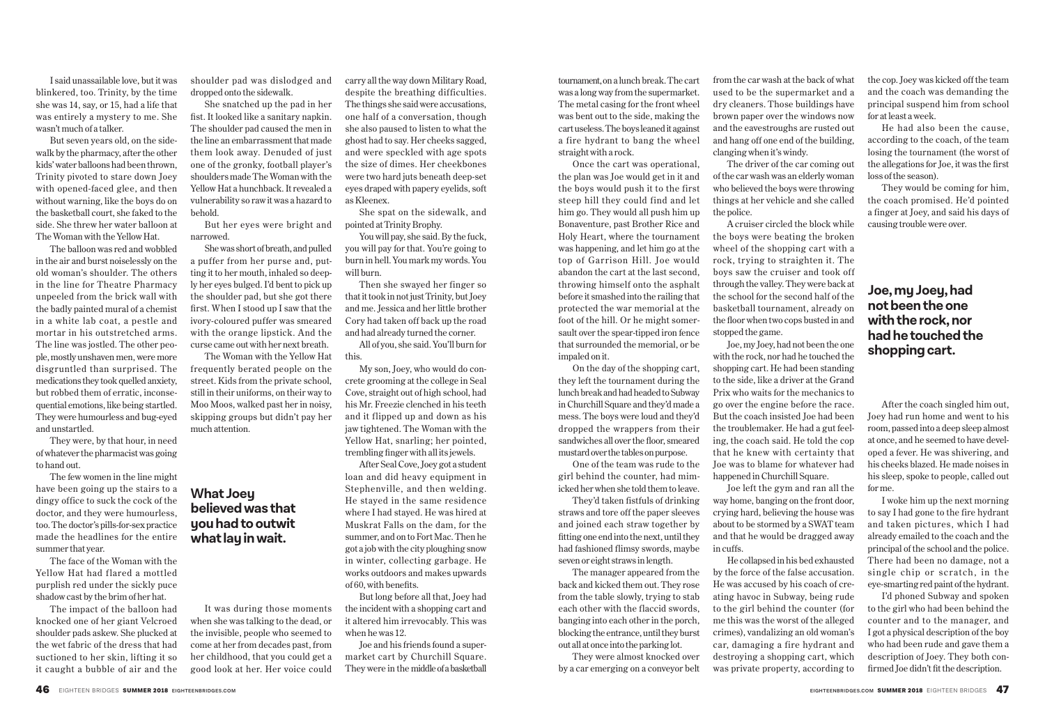I said unassailable love, but it was blinkered, too. Trinity, by the time she was 14, say, or 15, had a life that was entirely a mystery to me. She wasn't much of a talker.

But seven years old, on the sidewalk by the pharmacy, after the other kids' water balloons had been thrown, Trinity pivoted to stare down Joey with opened-faced glee, and then without warning, like the boys do on the basketball court, she faked to the side. She threw her water balloon at The Woman with the Yellow Hat.

The balloon was red and wobbled in the air and burst noiselessly on the old woman's shoulder. The others in the line for Theatre Pharmacy unpeeled from the brick wall with the badly painted mural of a chemist in a white lab coat, a pestle and mortar in his outstretched arms. The line was jostled. The other people, mostly unshaven men, were more disgruntled than surprised. The medications they took quelled anxiety, but robbed them of erratic, inconsequential emotions, like being startled. They were humourless and bug-eyed and unstartled.

They were, by that hour, in need of whatever the pharmacist was going to hand out.

The few women in the line might have been going up the stairs to a dingy office to suck the cock of the doctor, and they were humourless, too. The doctor's pills-for-sex practice made the headlines for the entire summer that year.

The face of the Woman with the Yellow Hat had flared a mottled purplish red under the sickly puce shadow cast by the brim of her hat.

The impact of the balloon had knocked one of her giant Velcroed shoulder pads askew. She plucked at the wet fabric of the dress that had suctioned to her skin, lifting it so it caught a bubble of air and the shoulder pad was dislodged and dropped onto the sidewalk.

She snatched up the pad in her fist. It looked like a sanitary napkin. The shoulder pad caused the men in the line an embarrassment that made them look away. Denuded of just one of the gronky, football player's shoulders made The Woman with the Yellow Hat a hunchback. It revealed a vulnerability so raw it was a hazard to behold.

But her eyes were bright and narrowed.

She was short of breath, and pulled a puffer from her purse and, putting it to her mouth, inhaled so deeply her eyes bulged. I'd bent to pick up the shoulder pad, but she got there first. When I stood up I saw that the ivory-coloured puffer was smeared with the orange lipstick. And the curse came out with her next breath.

The Woman with the Yellow Hat frequently berated people on the street. Kids from the private school, still in their uniforms, on their way to Moo Moos, walked past her in noisy, skipping groups but didn't pay her much attention.

## **What Joey believed was that you had to outwit what lay in wait.**

It was during those moments when she was talking to the dead, or the invisible, people who seemed to come at her from decades past, from her childhood, that you could get a good look at her. Her voice could carry all the way down Military Road, despite the breathing difficulties. The things she said were accusations, one half of a conversation, though she also paused to listen to what the ghost had to say. Her cheeks sagged, and were speckled with age spots the size of dimes. Her cheekbones were two hard juts beneath deep-set eyes draped with papery eyelids, soft as Kleenex.

She spat on the sidewalk, and pointed at Trinity Brophy.

You will pay, she said. By the fuck, you will pay for that. You're going to burn in hell. You mark my words. You will burn.

Then she swayed her finger so that it took in not just Trinity, but Joey and me. Jessica and her little brother Cory had taken off back up the road and had already turned the corner.

All of you, she said. You'll burn for this.

My son, Joey, who would do concrete grooming at the college in Seal Cove, straight out of high school, had his Mr. Freezie clenched in his teeth and it flipped up and down as his jaw tightened. The Woman with the Yellow Hat, snarling; her pointed, trembling finger with all its jewels.

After Seal Cove, Joey got a student loan and did heavy equipment in Stephenville, and then welding. He stayed in the same residence where I had stayed. He was hired at Muskrat Falls on the dam, for the summer, and on to Fort Mac. Then he got a job with the city ploughing snow in winter, collecting garbage. He works outdoors and makes upwards of 60, with benefits.

But long before all that, Joey had the incident with a shopping cart and it altered him irrevocably. This was when he was 12.

Joe and his friends found a supermarket cart by Churchill Square. They were in the middle of a basketball tournament, on a lunch break. The cart was a long way from the supermarket. The metal casing for the front wheel was bent out to the side, making the cart useless. The boys leaned it against a fire hydrant to bang the wheel straight with a rock.

Once the cart was operational, the plan was Joe would get in it and the boys would push it to the first steep hill they could find and let him go. They would all push him up Bonaventure, past Brother Rice and Holy Heart, where the tournament was happening, and let him go at the top of Garrison Hill. Joe would abandon the cart at the last second, throwing himself onto the asphalt before it smashed into the railing that protected the war memorial at the foot of the hill. Or he might somersault over the spear-tipped iron fence that surrounded the memorial, or be impaled on it.

On the day of the shopping cart, they left the tournament during the lunch break and had headed to Subway in Churchill Square and they'd made a mess. The boys were loud and they'd dropped the wrappers from their sandwiches all over the floor, smeared mustard over the tables on purpose.

One of the team was rude to the girl behind the counter, had mimicked her when she told them to leave.

They'd taken fistfuls of drinking straws and tore off the paper sleeves and joined each straw together by fitting one end into the next, until they had fashioned flimsy swords, maybe seven or eight straws in length.

The manager appeared from the back and kicked them out. They rose from the table slowly, trying to stab each other with the flaccid swords, banging into each other in the porch, blocking the entrance, until they burst out all at once into the parking lot.

They were almost knocked over by a car emerging on a conveyor belt from the car wash at the back of what used to be the supermarket and a dry cleaners. Those buildings have brown paper over the windows now and the eavestroughs are rusted out and hang off one end of the building, clanging when it's windy.

The driver of the car coming out of the car wash was an elderly woman who believed the boys were throwing things at her vehicle and she called the police.

A cruiser circled the block while the boys were beating the broken wheel of the shopping cart with a rock, trying to straighten it. The boys saw the cruiser and took off through the valley. They were back at the school for the second half of the basketball tournament, already on the floor when two cops busted in and stopped the game.

Joe, my Joey, had not been the one with the rock, nor had he touched the shopping cart. He had been standing to the side, like a driver at the Grand Prix who waits for the mechanics to go over the engine before the race. But the coach insisted Joe had been the troublemaker. He had a gut feeling, the coach said. He told the cop that he knew with certainty that Joe was to blame for whatever had happened in Churchill Square.

Joe left the gym and ran all the way home, banging on the front door, crying hard, believing the house was about to be stormed by a SWAT team and that he would be dragged away in cuffs.

He collapsed in his bed exhausted by the force of the false accusation. He was accused by his coach of creating havoc in Subway, being rude to the girl behind the counter (for me this was the worst of the alleged crimes), vandalizing an old woman's car, damaging a fire hydrant and destroying a shopping cart, which was private property, according to

the cop. Joey was kicked off the team and the coach was demanding the principal suspend him from school for at least a week.

He had also been the cause, according to the coach, of the team losing the tournament (the worst of the allegations for Joe, it was the first loss of the season).

They would be coming for him, the coach promised. He'd pointed a finger at Joey, and said his days of causing trouble were over.

# **Joe, my Joey, had not been the one with the rock, nor had he touched the shopping cart.**

After the coach singled him out, Joey had run home and went to his room, passed into a deep sleep almost at once, and he seemed to have developed a fever. He was shivering, and his cheeks blazed. He made noises in his sleep, spoke to people, called out for me.

I woke him up the next morning to say I had gone to the fire hydrant and taken pictures, which I had already emailed to the coach and the principal of the school and the police. There had been no damage, not a single chip or scratch, in the eye-smarting red paint of the hydrant.

I'd phoned Subway and spoken to the girl who had been behind the counter and to the manager, and I got a physical description of the boy who had been rude and gave them a description of Joey. They both confirmed Joe didn't fit the description.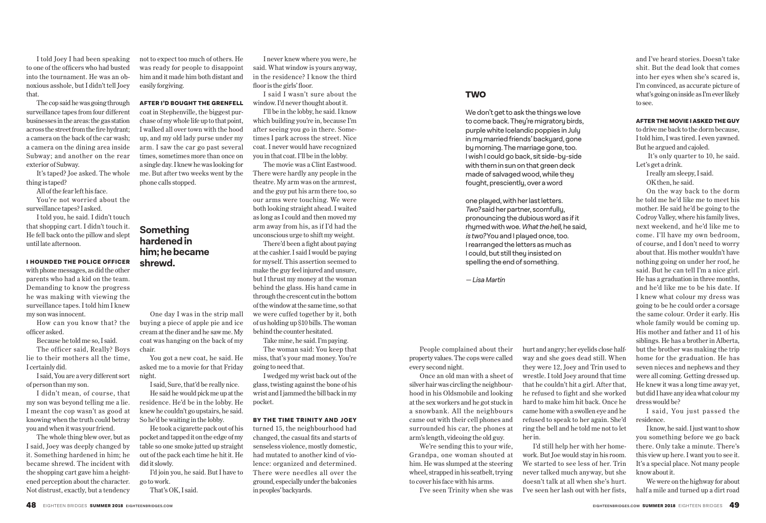I told Joey I had been speaking to one of the officers who had busted into the tournament. He was an obnoxious asshole, but I didn't tell Joey that.

The cop said he was going through surveillance tapes from four different businesses in the areas: the gas station across the street from the fire hydrant; a camera on the back of the car wash; a camera on the dining area inside Subway; and another on the rear exterior of Subway.

It's taped? Joe asked. The whole thing is taped?

All of the fear left his face.

You're not worried about the surveillance tapes? I asked.

I told you, he said. I didn't touch that shopping cart. I didn't touch it. He fell back onto the pillow and slept until late afternoon.

### I HOUNDED THE POLICE OFFICER

with phone messages, as did the other parents who had a kid on the team. Demanding to know the progress he was making with viewing the surveillance tapes. I told him I knew my son was innocent.

How can you know that? the officer asked.

Because he told me so, I said.

The officer said, Really? Boys lie to their mothers all the time, I certainly did.

I said, You are a very different sort of person than my son.

I didn't mean, of course, that my son was beyond telling me a lie. I meant the cop wasn't as good at knowing when the truth could betray you and when it was your friend.

The whole thing blew over, but as I said, Joey was deeply changed by it. Something hardened in him; he became shrewd. The incident with the shopping cart gave him a heightened perception about the character. Not distrust, exactly, but a tendency

not to expect too much of others. He was ready for people to disappoint him and it made him both distant and easily forgiving.

### AFTER I'D BOUGHT THE GRENFELL

coat in Stephenville, the biggest purchase of my whole life up to that point, I walked all over town with the hood up, and my old lady purse under my arm. I saw the car go past several times, sometimes more than once on a single day. I knew he was looking for me. But after two weeks went by the phone calls stopped.

# **Something hardened in him; he became shrewd.**

One day I was in the strip mall buying a piece of apple pie and ice cream at the diner and he saw me. My coat was hanging on the back of my chair.

You got a new coat, he said. He asked me to a movie for that Friday night.

I said, Sure, that'd be really nice. He said he would pick me up at the residence. He'd be in the lobby. He knew he couldn't go upstairs, he said. So he'd be waiting in the lobby.

He took a cigarette pack out of his pocket and tapped it on the edge of my table so one smoke jutted up straight out of the pack each time he hit it. He did it slowly.

I'd join you, he said. But I have to go to work. That's OK, I said.

I never knew where you were, he said. What window is yours anyway, in the residence? I know the third floor is the girls' floor.

I said I wasn't sure about the window. I'd never thought about it.

I'll be in the lobby, he said. I know which building you're in, because I'm after seeing you go in there. Sometimes I park across the street. Nice coat. I never would have recognized you in that coat. I'll be in the lobby.

The movie was a Clint Eastwood. There were hardly any people in the theatre. My arm was on the armrest, and the guy put his arm there too, so our arms were touching. We were both looking straight ahead. I waited as long as I could and then moved my arm away from his, as if I'd had the unconscious urge to shift my weight.

There'd been a fight about paying at the cashier. I said I would be paying for myself. This assertion seemed to make the guy feel injured and unsure, but I thrust my money at the woman behind the glass. His hand came in through the crescent cut in the bottom of the window at the same time, so that we were cuffed together by it, both of us holding up \$10 bills. The woman behind the counter hesitated.

Take mine, he said. I'm paying. The woman said: You keep that miss, that's your mad money. You're going to need that.

I wedged my wrist back out of the glass, twisting against the bone of his wrist and I jammed the bill back in my pocket.

#### BY THE TIME TRINITY AND JOEY

turned 15, the neighbourhood had changed, the casual fits and starts of senseless violence, mostly domestic, had mutated to another kind of violence: organized and determined. There were needles all over the ground, especially under the balconies in peoples' backyards.

## **TWO**

We don't get to ask the things we love to come back. They're migratory birds, purple white Icelandic poppies in July in my married friends' backyard, gone by morning. The marriage gone, too. I wish I could go back, sit side-by-side with them in sun on that green deck made of salvaged wood, while they fought, presciently, over a word

one played, with her last letters. Two? said her partner, scornfully, pronouncing the dubious word as if it rhymed with woe. What the hell, he said, is two? You and I played once, too. I rearranged the letters as much as I could, but still they insisted on spelling the end of something.

her in.

hurt and angry; her eyelids close halfway and she goes dead still. When they were 12, Joey and Trin used to wrestle. I told Joey around that time that he couldn't hit a girl. After that, he refused to fight and she worked hard to make him hit back. Once he came home with a swollen eye and he refused to speak to her again. She'd ring the bell and he told me not to let

I'd still help her with her homework. But Joe would stay in his room. We started to see less of her. Trin never talked much anyway, but she doesn't talk at all when she's hurt. I've seen her lash out with her fists,

— Lisa Martin

People complained about their property values. The cops were called every second night.

Once an old man with a sheet of silver hair was circling the neighbourhood in his Oldsmobile and looking at the sex workers and he got stuck in a snowbank. All the neighbours came out with their cell phones and surrounded his car, the phones at arm's length, videoing the old guy.

We're sending this to your wife, Grandpa, one woman shouted at him. He was slumped at the steering wheel, strapped in his seatbelt, trying to cover his face with his arms.

I've seen Trinity when she was

and I've heard stories. Doesn't take shit. But the dead look that comes into her eyes when she's scared is, I'm convinced, as accurate picture of what's going on inside as I'm ever likely to see.

## AFTER THE MOVIE I ASKED THE GUY

to drive me back to the dorm because, I told him, I was tired. I even yawned. But he argued and cajoled.

 It's only quarter to 10, he said. Let's get a drink.

I really am sleepy, I said. OK then, he said.

On the way back to the dorm he told me he'd like me to meet his mother. He said he'd be going to the Codroy Valley, where his family lives, next weekend, and he'd like me to come. I'll have my own bedroom, of course, and I don't need to worry about that. His mother wouldn't have nothing going on under her roof, he said. But he can tell I'm a nice girl. He has a graduation in three months, and he'd like me to be his date. If I knew what colour my dress was going to be he could order a corsage the same colour. Order it early. His whole family would be coming up. His mother and father and 11 of his siblings. He has a brother in Alberta, but the brother was making the trip home for the graduation. He has seven nieces and nephews and they were all coming. Getting dressed up. He knew it was a long time away yet, but did I have any idea what colour my dress would be?

I said, You just passed the residence.

I know, he said. I just want to show you something before we go back there. Only take a minute. There's this view up here. I want you to see it. It's a special place. Not many people know about it.

We were on the highway for about half a mile and turned up a dirt road